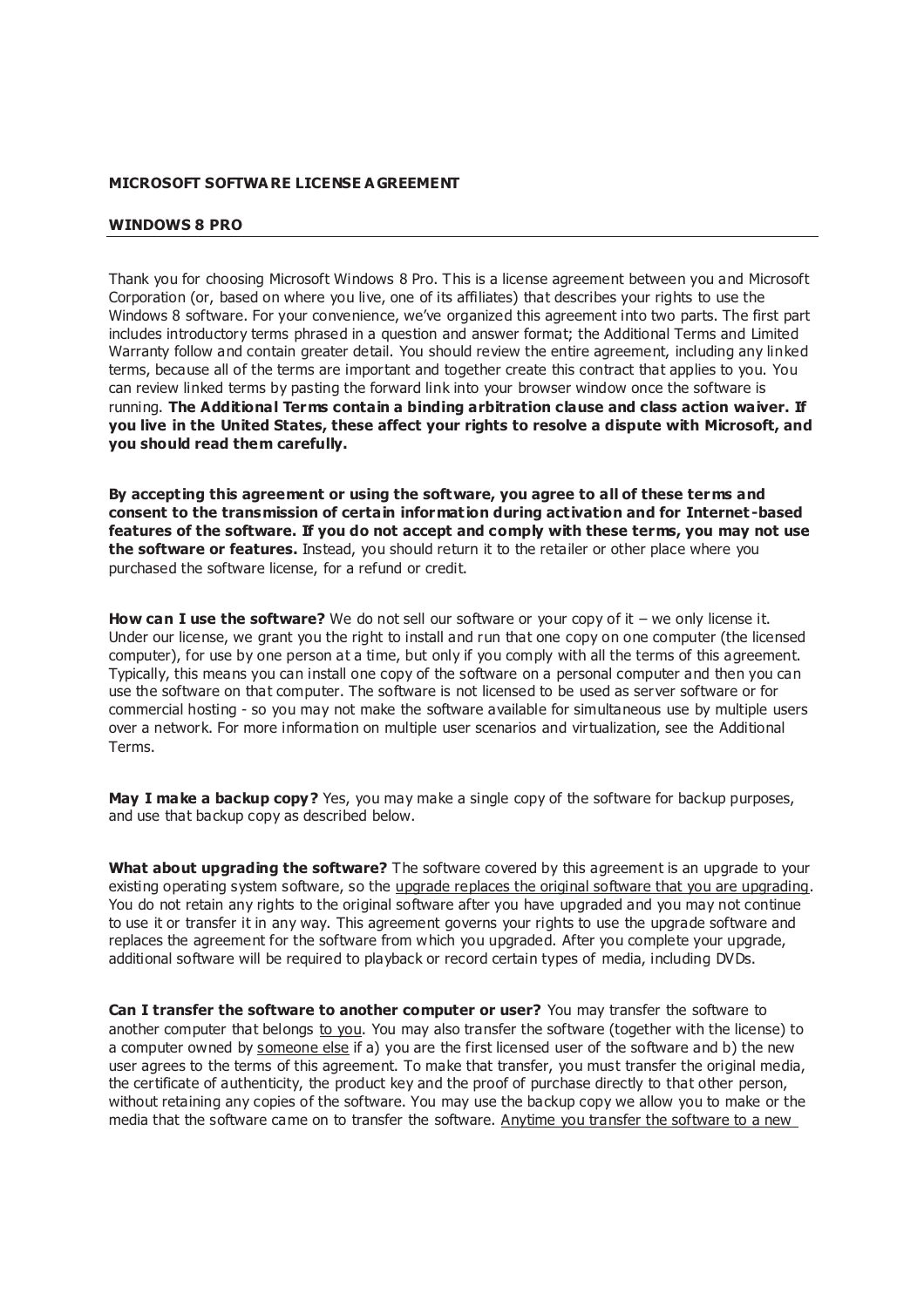**MICROSOFT SOFTWARE LICENSE AGREEMENT**

**WINDOWS 8 PRO**

---

Thank you for choosing Microsoft Windows 8 Pro. This is a license agreement between you and Microsoft Corporation (or, based on where you live, one of its affiliates) that describes your rights to use the Windows 8 software. For your convenience, we've organized this agreement into two parts. The first part includes introductory terms phrased in a question and answer format; the Additional Terms and Limited Warranty follow and contain greater detail. You should review the entire agreement, including any linked terms, because all of the terms are important and together create this contract that applies to you. You can review linked terms by pasting the forward link into your browser window once the software is running. **The Additional Terms contain a binding arbitration clause and class action waiver. If you live in the United States, these affect your rights to resolve a dispute with Microsoft, and you should read them carefully.**

**By accepting this agreement or using the software, you agree to all of these terms and consent to the transmission of certain information during activation and for Internet-based features of the software. If you do not accept and comply with these terms, you may not use the software or features.** Instead, you should return it to the retailer or other place where you purchased the software license, for a refund or credit.

**How can I use the software?** We do not sell our software or your copy of it – we only license it. Under our license, we grant you the right to install and run that one copy on one computer (the licensed computer), for use by one person at a time, but only if you comply with all the terms of this agreement. Typically, this means you can install one copy of the software on a personal computer and then you can use the software on that computer. The software is not licensed to be used as server software or for commercial hosting - so you may not make the software available for simultaneous use by multiple users over a network. For more information on multiple user scenarios and virtualization, see the Additional Terms.

**May I make a backup copy?** Yes, you may make a single copy of the software for backup purposes, and use that backup copy as described below.

**What about upgrading the software?** The software covered by this agreement is an upgrade to your existing operating system software, so the upgrade replaces the original software that you are upgrading. You do not retain any rights to the original software after you have upgraded and you may not continue to use it or transfer it in any way. This agreement governs your rights to use the upgrade software and replaces the agreement for the software from which you upgraded. After you complete your upgrade, additional software will be required to playback or record certain types of media, including DVDs.

**Can I transfer the software to another computer or user?** You may transfer the software to another computer that belongs to you. You may also transfer the software (together with the license) to a computer owned by someone else if a) you are the first licensed user of the software and b) the new user agrees to the terms of this agreement. To make that transfer, you must transfer the original media, the certificate of authenticity, the product key and the proof of purchase directly to that other person, without retaining any copies of the software. You may use the backup copy we allow you to make or the media that the software came on to transfer the software. Anytime you transfer the software to a new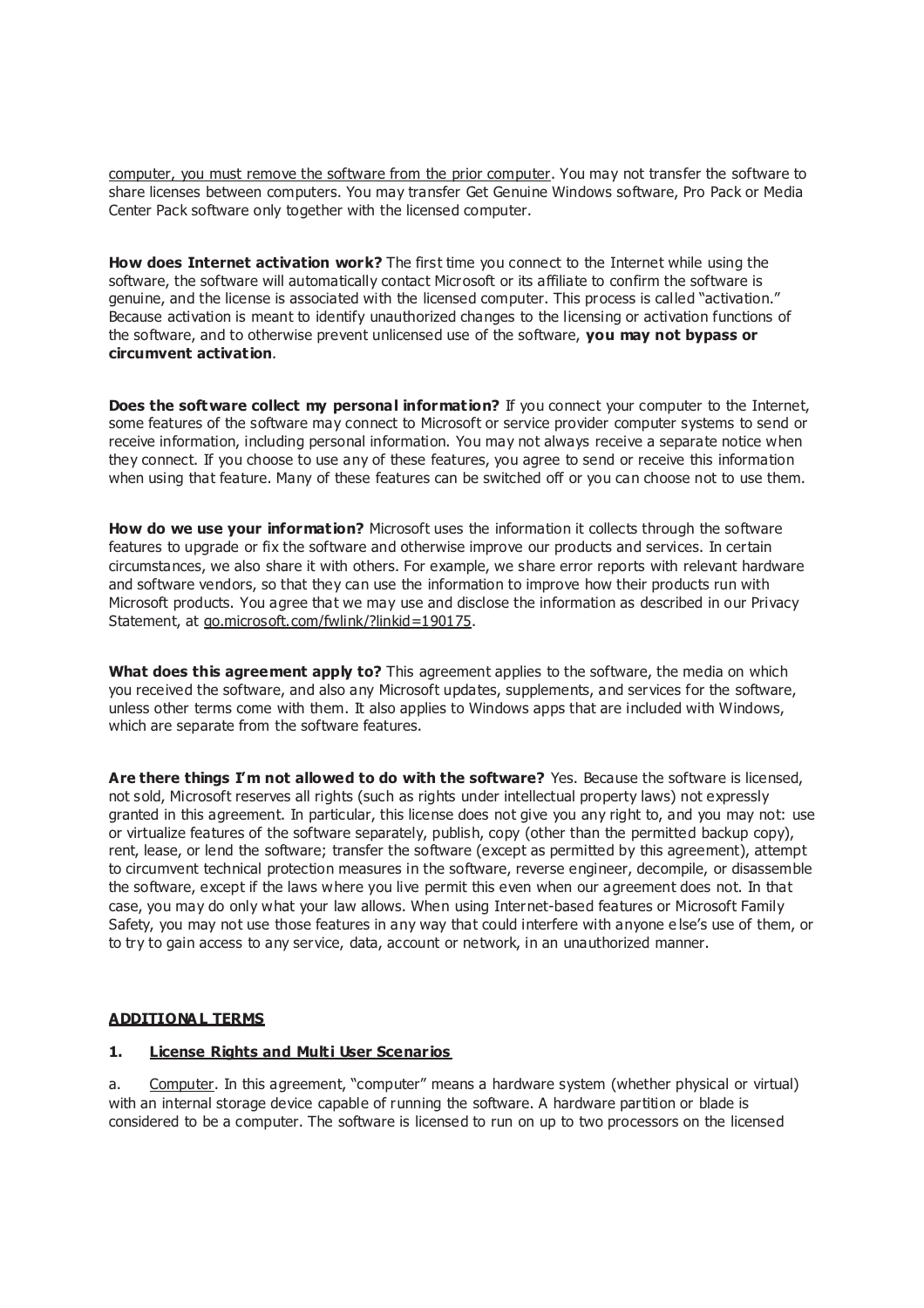computer, you must remove the software from the prior computer. You may not transfer the software to share licenses between computers. You may transfer Get Genuine Windows software, Pro Pack or Media Center Pack software only together with the licensed computer.

**How does Internet activation work?** The first time you connect to the Internet while using the software, the software will automatically contact Microsoft or its affiliate to confirm the software is genuine, and the license is associated with the licensed computer. This process is called "activation." Because activation is meant to identify unauthorized changes to the licensing or activation functions of the software, and to otherwise prevent unlicensed use of the software, **you may not bypass or circumvent activation**.

**Does the software collect my personal information?** If you connect your computer to the Internet, some features of the software may connect to Microsoft or service provider computer systems to send or receive information, including personal information. You may not always receive a separate notice when they connect. If you choose to use any of these features, you agree to send or receive this information when using that feature. Many of these features can be switched off or you can choose not to use them.

**How do we use your information?** Microsoft uses the information it collects through the software features to upgrade or fix the software and otherwise improve our products and services. In certain circumstances, we also share it with others. For example, we share error reports with relevant hardware and software vendors, so that they can use the information to improve how their products run with Microsoft products. You agree that we may use and disclose the information as described in our Privacy Statement, at go.microsoft.com/fwlink/?linkid=190175.

**What does this agreement apply to?** This agreement applies to the software, the media on which you received the software, and also any Microsoft updates, supplements, and services for the software, unless other terms come with them. It also applies to Windows apps that are included with Windows, which are separate from the software features.

**Are there things I'm not allowed to do with the software?** Yes. Because the software is licensed, not sold, Microsoft reserves all rights (such as rights under intellectual property laws) not expressly granted in this agreement. In particular, this license does not give you any right to, and you may not: use or virtualize features of the software separately, publish, copy (other than the permitted backup copy), rent, lease, or lend the software; transfer the software (except as permitted by this agreement), attempt to circumvent technical protection measures in the software, reverse engineer, decompile, or disassemble the software, except if the laws where you live permit this even when our agreement does not. In that case, you may do only what your law allows. When using Internet-based features or Microsoft Family Safety, you may not use those features in any way that could interfere with anyone else's use of them, or to try to gain access to any service, data, account or network, in an unauthorized manner.

## ADDITIONAL TERMS

### 1. License Rights and Multi User Scenarios

a. Computer. In this agreement, "computer" means a hardware system (whether physical or virtual) with an internal storage device capable of running the software. A hardware partition or blade is considered to be a computer. The software is licensed to run on up to two processors on the licensed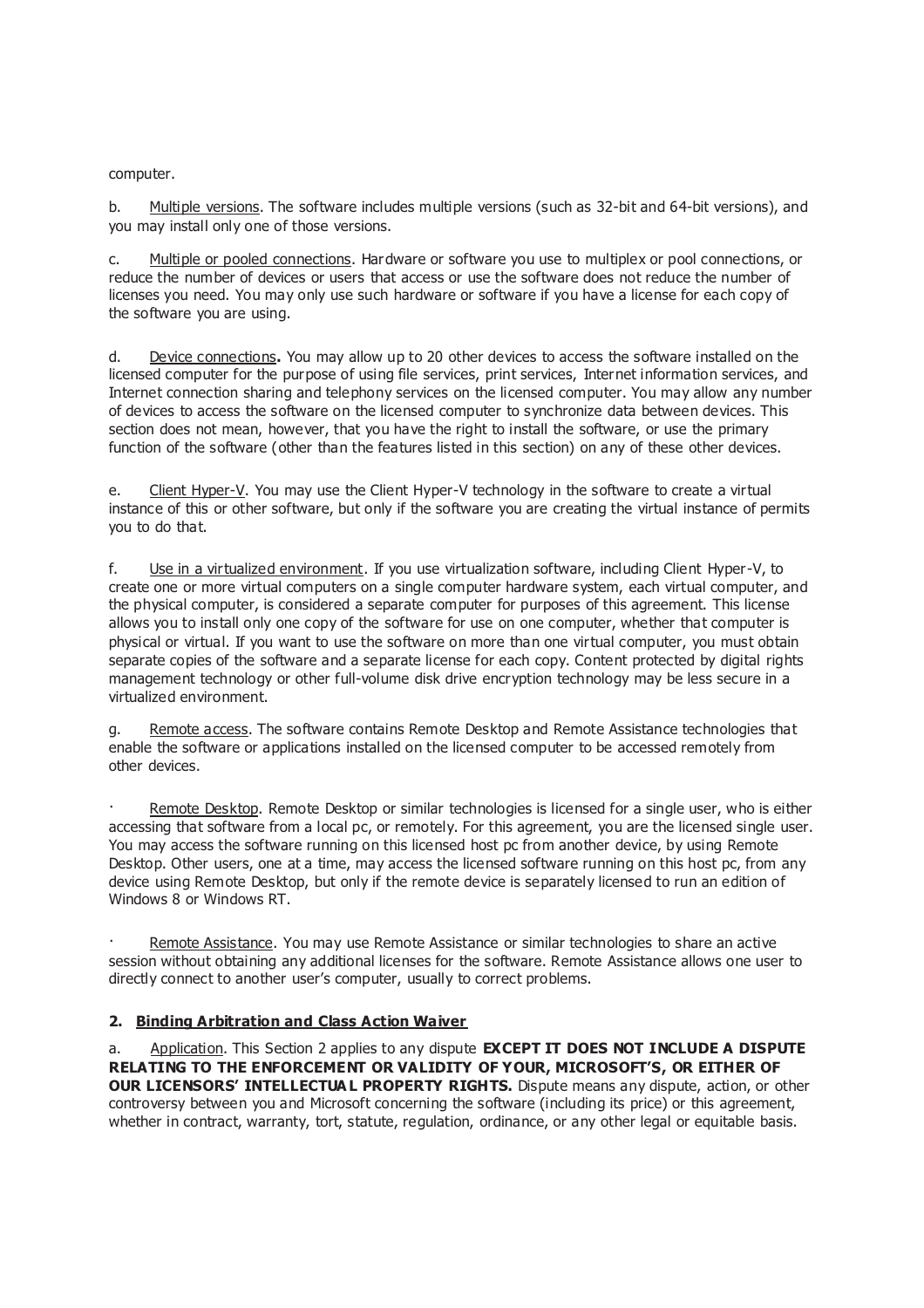computer.

b. Multiple versions. The software includes multiple versions (such as 32-bit and 64-bit versions), and you may install only one of those versions.

c. Multiple or pooled connections. Hardware or software you use to multiplex or pool connections, or reduce the number of devices or users that access or use the software does not reduce the number of licenses you need. You may only use such hardware or software if you have a license for each copy of the software you are using.

d. Device connections**.** You may allow up to 20 other devices to access the software installed on the licensed computer for the purpose of using file services, print services, Internet information services, and Internet connection sharing and telephony services on the licensed computer. You may allow any number of devices to access the software on the licensed computer to synchronize data between devices. This section does not mean, however, that you have the right to install the software, or use the primary function of the software (other than the features listed in this section) on any of these other devices.

e. Client Hyper-V. You may use the Client Hyper-V technology in the software to create a virtual instance of this or other software, but only if the software you are creating the virtual instance of permits you to do that.

f. Use in a virtualized environment. If you use virtualization software, including Client Hyper-V, to create one or more virtual computers on a single computer hardware system, each virtual computer, and the physical computer, is considered a separate computer for purposes of this agreement. This license allows you to install only one copy of the software for use on one computer, whether that computer is physical or virtual. If you want to use the software on more than one virtual computer, you must obtain separate copies of the software and a separate license for each copy. Content protected by digital rights management technology or other full-volume disk drive encryption technology may be less secure in a virtualized environment.

g. Remote access. The software contains Remote Desktop and Remote Assistance technologies that enable the software or applications installed on the licensed computer to be accessed remotely from other devices.

· Remote Desktop. Remote Desktop or similar technologies is licensed for a single user, who is either accessing that software from a local pc, or remotely. For this agreement, you are the licensed single user. You may access the software running on this licensed host pc from another device, by using Remote Desktop. Other users, one at a time, may access the licensed software running on this host pc, from any device using Remote Desktop, but only if the remote device is separately licensed to run an edition of Windows 8 or Windows RT.

· Remote Assistance. You may use Remote Assistance or similar technologies to share an active session without obtaining any additional licenses for the software. Remote Assistance allows one user to directly connect to another user's computer, usually to correct problems.

## 2. Binding Arbitration and Class Action Waiver

a. Application. This Section 2 applies to any dispute **EXCEPT IT DOES NOT INCLUDE A DISPUTE RELATING TO THE ENFORCEMENT OR VALIDITY OF YOUR, MICROSOFT'S, OR EITHER OF OUR LICENSORS' INTELLECTUAL PROPERTY RIGHTS.** Dispute means any dispute, action, or other controversy between you and Microsoft concerning the software (including its price) or this agreement, whether in contract, warranty, tort, statute, regulation, ordinance, or any other legal or equitable basis.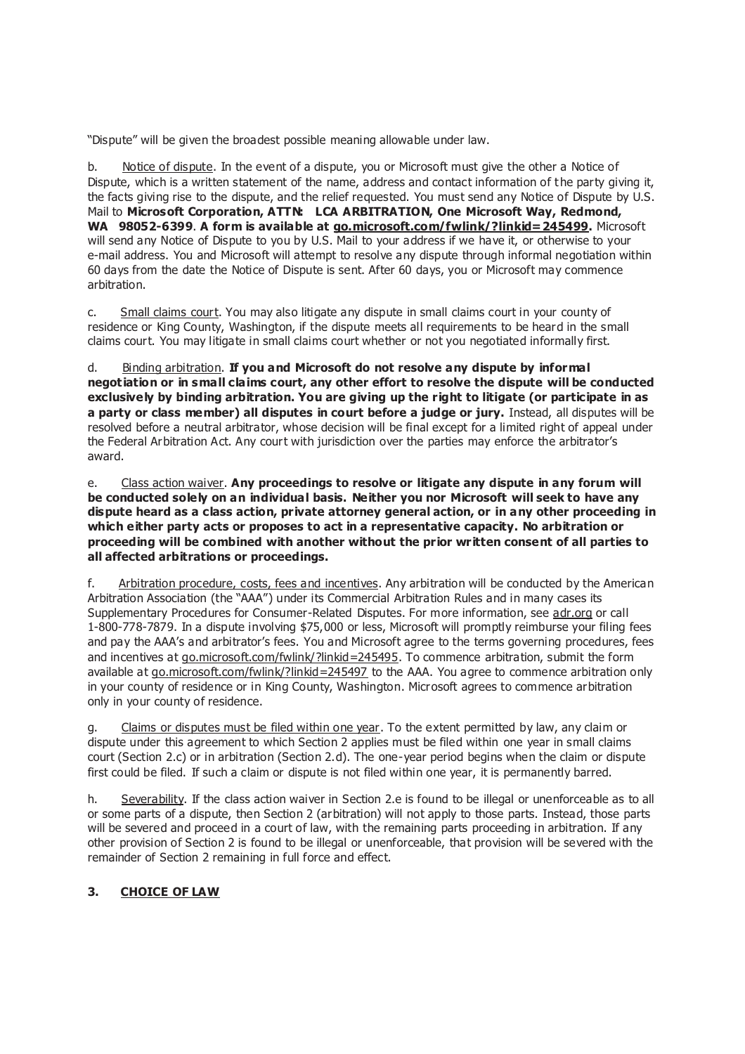"Dispute" will be given the broadest possible meaning allowable under law.

b. Notice of dispute. In the event of a dispute, you or Microsoft must give the other a Notice of Dispute, which is a written statement of the name, address and contact information of the party giving it, the facts giving rise to the dispute, and the relief requested. You must send any Notice of Dispute by U.S. Mail to **Microsoft Corporation, ATTN: LCA ARBITRATION, One Microsoft Way, Redmond, WA 98052-6399**. **A form is available at go.microsoft.com/fwlink/?linkid=245499.** Microsoft will send any Notice of Dispute to you by U.S. Mail to your address if we have it, or otherwise to your e-mail address. You and Microsoft will attempt to resolve any dispute through informal negotiation within 60 days from the date the Notice of Dispute is sent. After 60 days, you or Microsoft may commence arbitration.

c. Small claims court. You may also litigate any dispute in small claims court in your county of residence or King County, Washington, if the dispute meets all requirements to be heard in the small claims court. You may litigate in small claims court whether or not you negotiated informally first.

d. Binding arbitration. **If you and Microsoft do not resolve any dispute by informal negotiation or in small claims court, any other effort to resolve the dispute will be conducted exclusively by binding arbitration. You are giving up the right to litigate (or participate in as a party or class member) all disputes in court before a judge or jury.** Instead, all disputes will be resolved before a neutral arbitrator, whose decision will be final except for a limited right of appeal under the Federal Arbitration Act. Any court with jurisdiction over the parties may enforce the arbitrator's award.

e. Class action waiver. **Any proceedings to resolve or litigate any dispute in any forum will be conducted solely on an individual basis. Neither you nor Microsoft will seek to have any dispute heard as a class action, private attorney general action, or in any other proceeding in which either party acts or proposes to act in a representative capacity. No arbitration or proceeding will be combined with another without the prior written consent of all parties to all affected arbitrations or proceedings.**

f. Arbitration procedure, costs, fees and incentives. Any arbitration will be conducted by the American Arbitration Association (the "AAA") under its Commercial Arbitration Rules and in many cases its Supplementary Procedures for Consumer-Related Disputes. For more information, see adr.org or call 1-800-778-7879. In a dispute involving $75,000 or less, Microsoft will promptly reimburse your filing fees and pay the AAA's and arbitrator's fees. You and Microsoft agree to the terms governing procedures, fees and incentives at go.microsoft.com/fwlink/?linkid=245495. To commence arbitration, submit the form available at go.microsoft.com/fwlink/?linkid=245497 to the AAA. You agree to commence arbitration only in your county of residence or in King County, Washington. Microsoft agrees to commence arbitration only in your county of residence.

g. Claims or disputes must be filed within one year. To the extent permitted by law, any claim or dispute under this agreement to which Section 2 applies must be filed within one year in small claims court (Section 2.c) or in arbitration (Section 2.d). The one-year period begins when the claim or dispute first could be filed. If such a claim or dispute is not filed within one year, it is permanently barred.

h. Severability. If the class action waiver in Section 2.e is found to be illegal or unenforceable as to all or some parts of a dispute, then Section 2 (arbitration) will not apply to those parts. Instead, those parts will be severed and proceed in a court of law, with the remaining parts proceeding in arbitration. If any other provision of Section 2 is found to be illegal or unenforceable, that provision will be severed with the remainder of Section 2 remaining in full force and effect.

## 3. CHOICE OF LAW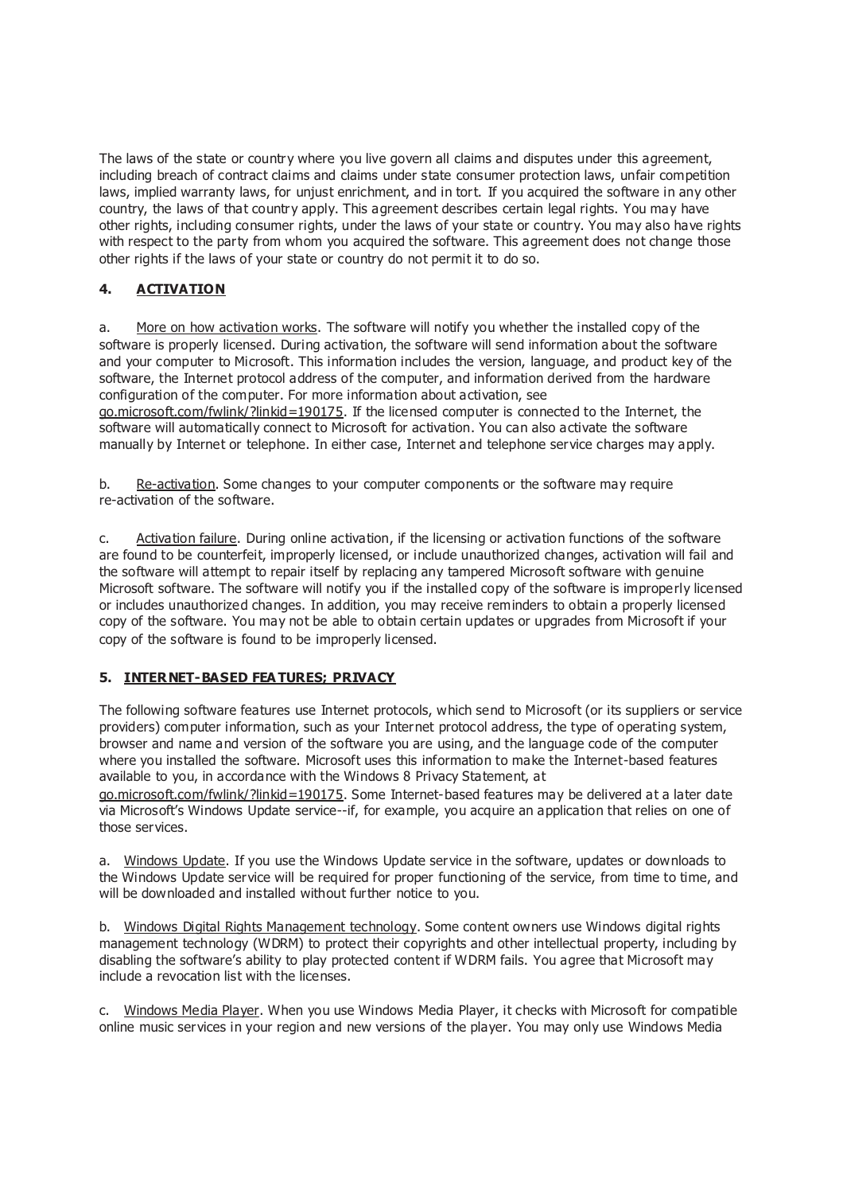The laws of the state or country where you live govern all claims and disputes under this agreement, including breach of contract claims and claims under state consumer protection laws, unfair competition laws, implied warranty laws, for unjust enrichment, and in tort. If you acquired the software in any other country, the laws of that country apply. This agreement describes certain legal rights. You may have other rights, including consumer rights, under the laws of your state or country. You may also have rights with respect to the party from whom you acquired the software. This agreement does not change those other rights if the laws of your state or country do not permit it to do so.

## 4. ACTIVATION

a. More on how activation works. The software will notify you whether the installed copy of the software is properly licensed. During activation, the software will send information about the software and your computer to Microsoft. This information includes the version, language, and product key of the software, the Internet protocol address of the computer, and information derived from the hardware configuration of the computer. For more information about activation, see go.microsoft.com/fwlink/?linkid=190175. If the licensed computer is connected to the Internet, the software will automatically connect to Microsoft for activation. You can also activate the software manually by Internet or telephone. In either case, Internet and telephone service charges may apply.

b. Re-activation. Some changes to your computer components or the software may require re-activation of the software.

c. Activation failure. During online activation, if the licensing or activation functions of the software are found to be counterfeit, improperly licensed, or include unauthorized changes, activation will fail and the software will attempt to repair itself by replacing any tampered Microsoft software with genuine Microsoft software. The software will notify you if the installed copy of the software is improperly licensed or includes unauthorized changes. In addition, you may receive reminders to obtain a properly licensed copy of the software. You may not be able to obtain certain updates or upgrades from Microsoft if your copy of the software is found to be improperly licensed.

## 5. INTERNET-BASED FEATURES; PRIVACY

The following software features use Internet protocols, which send to Microsoft (or its suppliers or service providers) computer information, such as your Internet protocol address, the type of operating system, browser and name and version of the software you are using, and the language code of the computer where you installed the software. Microsoft uses this information to make the Internet-based features available to you, in accordance with the Windows 8 Privacy Statement, at go.microsoft.com/fwlink/?linkid=190175. Some Internet-based features may be delivered at a later date via Microsoft's Windows Update service--if, for example, you acquire an application that relies on one of those services.

a. Windows Update. If you use the Windows Update service in the software, updates or downloads to the Windows Update service will be required for proper functioning of the service, from time to time, and will be downloaded and installed without further notice to you.

b. Windows Digital Rights Management technology. Some content owners use Windows digital rights management technology (WDRM) to protect their copyrights and other intellectual property, including by disabling the software's ability to play protected content if WDRM fails. You agree that Microsoft may include a revocation list with the licenses.

c. Windows Media Player. When you use Windows Media Player, it checks with Microsoft for compatible online music services in your region and new versions of the player. You may only use Windows Media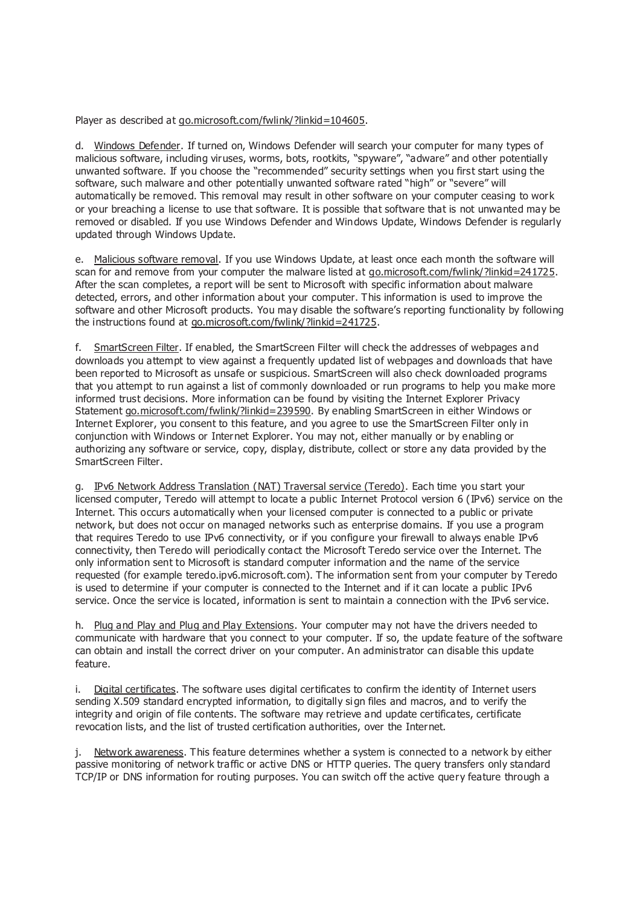Player as described at go.microsoft.com/fwlink/?linkid=104605.

d. Windows Defender. If turned on, Windows Defender will search your computer for many types of malicious software, including viruses, worms, bots, rootkits, "spyware", "adware" and other potentially unwanted software. If you choose the "recommended" security settings when you first start using the software, such malware and other potentially unwanted software rated "high" or "severe" will automatically be removed. This removal may result in other software on your computer ceasing to work or your breaching a license to use that software. It is possible that software that is not unwanted may be removed or disabled. If you use Windows Defender and Windows Update, Windows Defender is regularly updated through Windows Update.

e. Malicious software removal. If you use Windows Update, at least once each month the software will scan for and remove from your computer the malware listed at go.microsoft.com/fwlink/?linkid=241725. After the scan completes, a report will be sent to Microsoft with specific information about malware detected, errors, and other information about your computer. This information is used to improve the software and other Microsoft products. You may disable the software's reporting functionality by following the instructions found at go.microsoft.com/fwlink/?linkid=241725.

f. SmartScreen Filter. If enabled, the SmartScreen Filter will check the addresses of webpages and downloads you attempt to view against a frequently updated list of webpages and downloads that have been reported to Microsoft as unsafe or suspicious. SmartScreen will also check downloaded programs that you attempt to run against a list of commonly downloaded or run programs to help you make more informed trust decisions. More information can be found by visiting the Internet Explorer Privacy Statement go.microsoft.com/fwlink/?linkid=239590. By enabling SmartScreen in either Windows or Internet Explorer, you consent to this feature, and you agree to use the SmartScreen Filter only in conjunction with Windows or Internet Explorer. You may not, either manually or by enabling or authorizing any software or service, copy, display, distribute, collect or store any data provided by the SmartScreen Filter.

g. IPv6 Network Address Translation (NAT) Traversal service (Teredo). Each time you start your licensed computer, Teredo will attempt to locate a public Internet Protocol version 6 (IPv6) service on the Internet. This occurs automatically when your licensed computer is connected to a public or private network, but does not occur on managed networks such as enterprise domains. If you use a program that requires Teredo to use IPv6 connectivity, or if you configure your firewall to always enable IPv6 connectivity, then Teredo will periodically contact the Microsoft Teredo service over the Internet. The only information sent to Microsoft is standard computer information and the name of the service requested (for example teredo.ipv6.microsoft.com). The information sent from your computer by Teredo is used to determine if your computer is connected to the Internet and if it can locate a public IPv6 service. Once the service is located, information is sent to maintain a connection with the IPv6 service.

h. Plug and Play and Plug and Play Extensions. Your computer may not have the drivers needed to communicate with hardware that you connect to your computer. If so, the update feature of the software can obtain and install the correct driver on your computer. An administrator can disable this update feature.

i. Digital certificates. The software uses digital certificates to confirm the identity of Internet users sending X.509 standard encrypted information, to digitally sign files and macros, and to verify the integrity and origin of file contents. The software may retrieve and update certificates, certificate revocation lists, and the list of trusted certification authorities, over the Internet.

j. Network awareness. This feature determines whether a system is connected to a network by either passive monitoring of network traffic or active DNS or HTTP queries. The query transfers only standard TCP/IP or DNS information for routing purposes. You can switch off the active query feature through a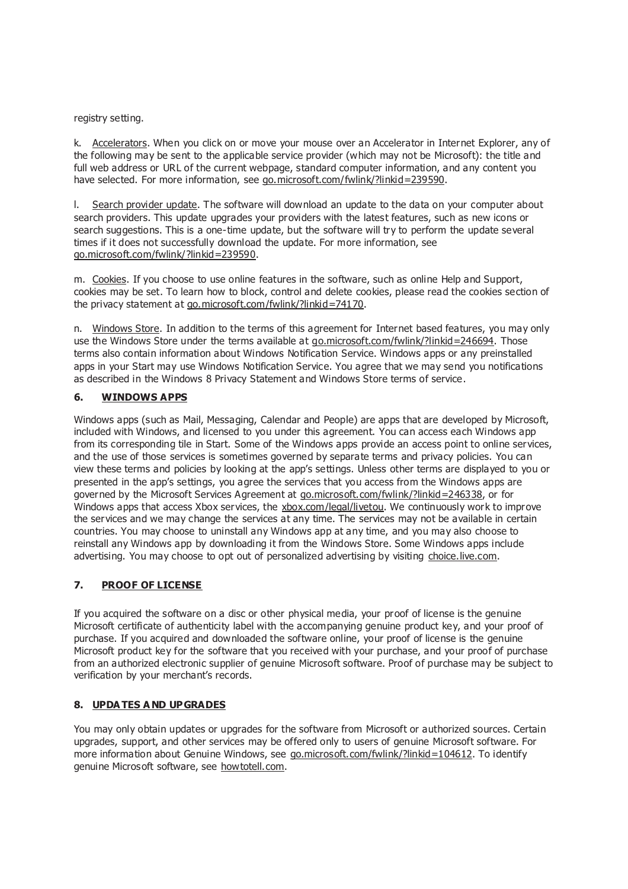registry setting.

k. Accelerators. When you click on or move your mouse over an Accelerator in Internet Explorer, any of the following may be sent to the applicable service provider (which may not be Microsoft): the title and full web address or URL of the current webpage, standard computer information, and any content you have selected. For more information, see go.microsoft.com/fwlink/?linkid=239590.

l. Search provider update. The software will download an update to the data on your computer about search providers. This update upgrades your providers with the latest features, such as new icons or search suggestions. This is a one-time update, but the software will try to perform the update several times if it does not successfully download the update. For more information, see go.microsoft.com/fwlink/?linkid=239590.

m. Cookies. If you choose to use online features in the software, such as online Help and Support, cookies may be set. To learn how to block, control and delete cookies, please read the cookies section of the privacy statement at go.microsoft.com/fwlink/?linkid=74170.

n. Windows Store. In addition to the terms of this agreement for Internet based features, you may only use the Windows Store under the terms available at go.microsoft.com/fwlink/?linkid=246694. Those terms also contain information about Windows Notification Service. Windows apps or any preinstalled apps in your Start may use Windows Notification Service. You agree that we may send you notifications as described in the Windows 8 Privacy Statement and Windows Store terms of service.

## 6. WINDOWS APPS

Windows apps (such as Mail, Messaging, Calendar and People) are apps that are developed by Microsoft, included with Windows, and licensed to you under this agreement. You can access each Windows app from its corresponding tile in Start. Some of the Windows apps provide an access point to online services, and the use of those services is sometimes governed by separate terms and privacy policies. You can view these terms and policies by looking at the app's settings. Unless other terms are displayed to you or presented in the app's settings, you agree the services that you access from the Windows apps are governed by the Microsoft Services Agreement at go.microsoft.com/fwlink/?linkid=246338, or for Windows apps that access Xbox services, the xbox.com/legal/livetou. We continuously work to improve the services and we may change the services at any time. The services may not be available in certain countries. You may choose to uninstall any Windows app at any time, and you may also choose to reinstall any Windows app by downloading it from the Windows Store. Some Windows apps include advertising. You may choose to opt out of personalized advertising by visiting choice.live.com.

## 7. PROOF OF LICENSE

If you acquired the software on a disc or other physical media, your proof of license is the genuine Microsoft certificate of authenticity label with the accompanying genuine product key, and your proof of purchase. If you acquired and downloaded the software online, your proof of license is the genuine Microsoft product key for the software that you received with your purchase, and your proof of purchase from an authorized electronic supplier of genuine Microsoft software. Proof of purchase may be subject to verification by your merchant's records.

## 8. UPDATES AND UPGRADES

You may only obtain updates or upgrades for the software from Microsoft or authorized sources. Certain upgrades, support, and other services may be offered only to users of genuine Microsoft software. For more information about Genuine Windows, see go.microsoft.com/fwlink/?linkid=104612. To identify genuine Microsoft software, see howtotell.com.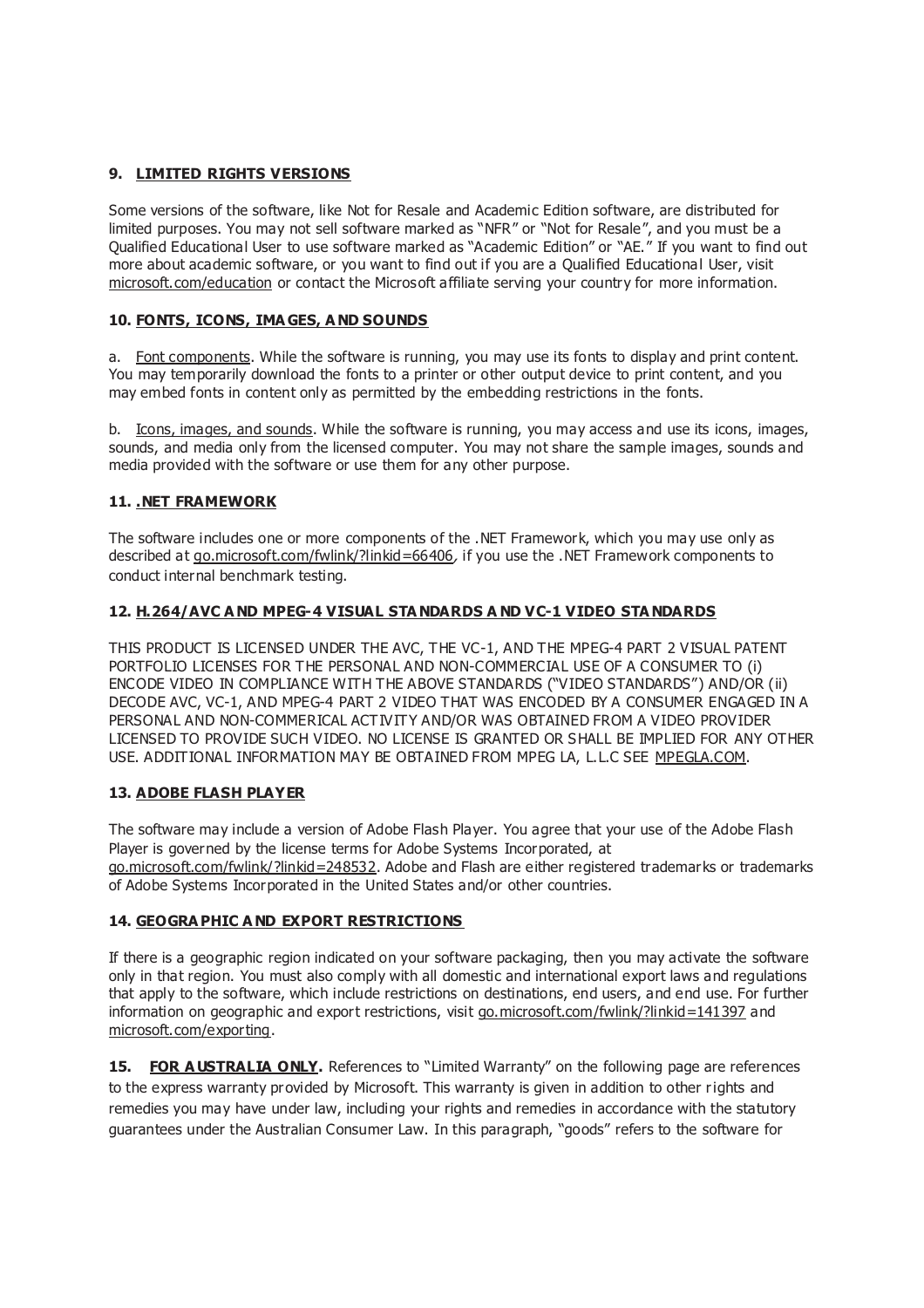## 9. LIMITED RIGHTS VERSIONS

Some versions of the software, like Not for Resale and Academic Edition software, are distributed for limited purposes. You may not sell software marked as "NFR" or "Not for Resale", and you must be a Qualified Educational User to use software marked as "Academic Edition" or "AE." If you want to find out more about academic software, or you want to find out if you are a Qualified Educational User, visit microsoft.com/education or contact the Microsoft affiliate serving your country for more information.

## 10. FONTS, ICONS, IMAGES, AND SOUNDS

a. Font components. While the software is running, you may use its fonts to display and print content. You may temporarily download the fonts to a printer or other output device to print content, and you may embed fonts in content only as permitted by the embedding restrictions in the fonts.

b. Icons, images, and sounds. While the software is running, you may access and use its icons, images, sounds, and media only from the licensed computer. You may not share the sample images, sounds and media provided with the software or use them for any other purpose.

## 11. .NET FRAMEWORK

The software includes one or more components of the .NET Framework, which you may use only as described at go.microsoft.com/fwlink/?linkid=66406, if you use the .NET Framework components to conduct internal benchmark testing.

## 12. H.264/AVC AND MPEG-4 VISUAL STANDARDS AND VC-1 VIDEO STANDARDS

THIS PRODUCT IS LICENSED UNDER THE AVC, THE VC-1, AND THE MPEG-4 PART 2 VISUAL PATENT PORTFOLIO LICENSES FOR THE PERSONAL AND NON-COMMERCIAL USE OF A CONSUMER TO (i) ENCODE VIDEO IN COMPLIANCE WITH THE ABOVE STANDARDS ("VIDEO STANDARDS") AND/OR (ii) DECODE AVC, VC-1, AND MPEG-4 PART 2 VIDEO THAT WAS ENCODED BY A CONSUMER ENGAGED IN A PERSONAL AND NON-COMMERICAL ACTIVITY AND/OR WAS OBTAINED FROM A VIDEO PROVIDER LICENSED TO PROVIDE SUCH VIDEO. NO LICENSE IS GRANTED OR SHALL BE IMPLIED FOR ANY OTHER USE. ADDITIONAL INFORMATION MAY BE OBTAINED FROM MPEG LA, L.L.C SEE MPEGLA.COM.

## 13. ADOBE FLASH PLAYER

The software may include a version of Adobe Flash Player. You agree that your use of the Adobe Flash Player is governed by the license terms for Adobe Systems Incorporated, at go.microsoft.com/fwlink/?linkid=248532. Adobe and Flash are either registered trademarks or trademarks of Adobe Systems Incorporated in the United States and/or other countries.

## 14. GEOGRAPHIC AND EXPORT RESTRICTIONS

If there is a geographic region indicated on your software packaging, then you may activate the software only in that region. You must also comply with all domestic and international export laws and regulations that apply to the software, which include restrictions on destinations, end users, and end use. For further information on geographic and export restrictions, visit go.microsoft.com/fwlink/?linkid=141397 and microsoft.com/exporting.

**15. FOR AUSTRALIA ONLY.** References to "Limited Warranty" on the following page are references to the express warranty provided by Microsoft. This warranty is given in addition to other rights and remedies you may have under law, including your rights and remedies in accordance with the statutory guarantees under the Australian Consumer Law. In this paragraph, "goods" refers to the software for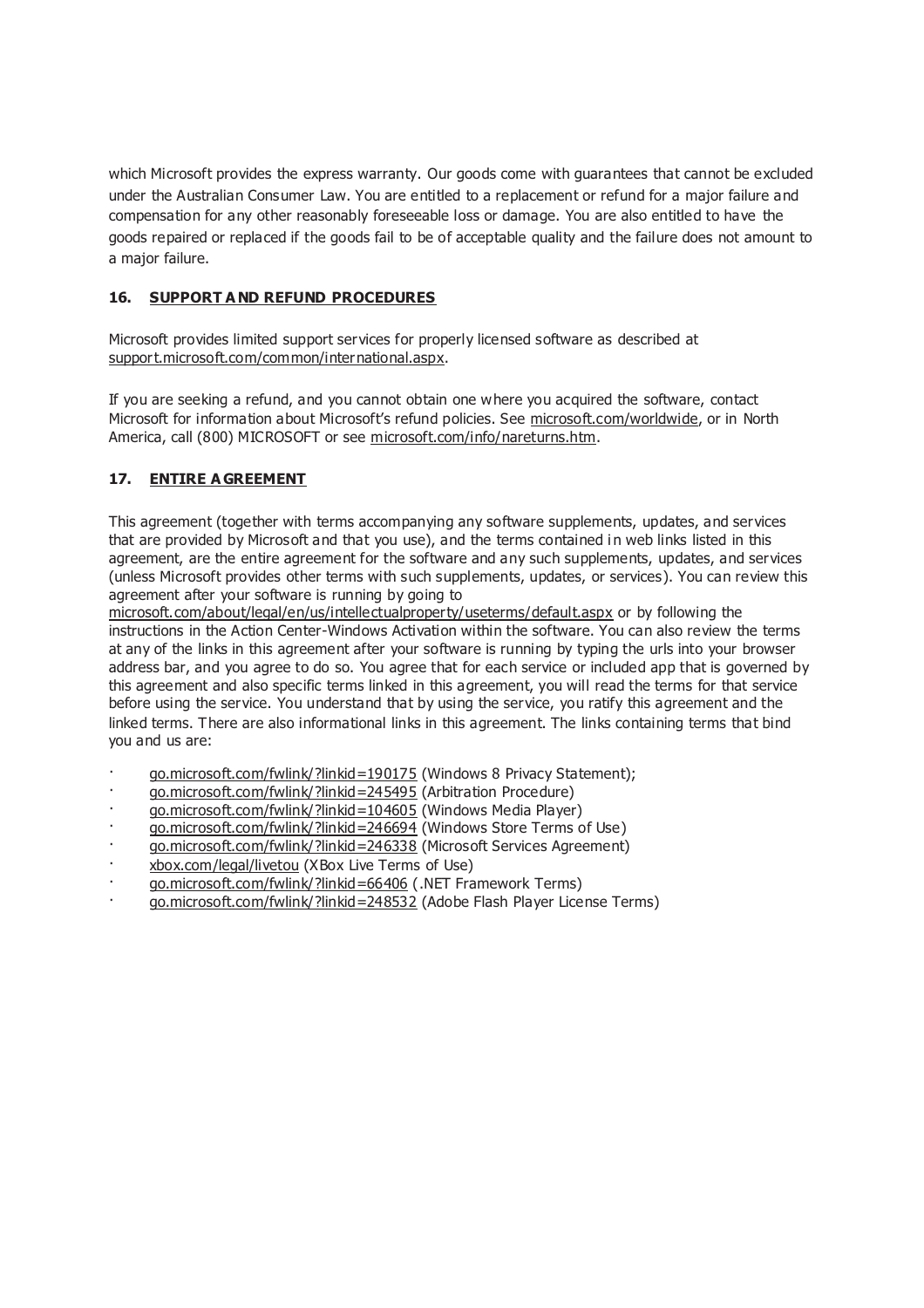which Microsoft provides the express warranty. Our goods come with guarantees that cannot be excluded under the Australian Consumer Law. You are entitled to a replacement or refund for a major failure and compensation for any other reasonably foreseeable loss or damage. You are also entitled to have the goods repaired or replaced if the goods fail to be of acceptable quality and the failure does not amount to a major failure.

## 16. SUPPORT AND REFUND PROCEDURES

Microsoft provides limited support services for properly licensed software as described at support.microsoft.com/common/international.aspx.

If you are seeking a refund, and you cannot obtain one where you acquired the software, contact Microsoft for information about Microsoft's refund policies. See microsoft.com/worldwide, or in North America, call (800) MICROSOFT or see microsoft.com/info/nareturns.htm.

## 17. ENTIRE AGREEMENT

This agreement (together with terms accompanying any software supplements, updates, and services that are provided by Microsoft and that you use), and the terms contained in web links listed in this agreement, are the entire agreement for the software and any such supplements, updates, and services (unless Microsoft provides other terms with such supplements, updates, or services). You can review this agreement after your software is running by going to microsoft.com/about/legal/en/us/intellectualproperty/useterms/default.aspx or by following the instructions in the Action Center-Windows Activation within the software. You can also review the terms at any of the links in this agreement after your software is running by typing the urls into your browser address bar, and you agree to do so. You agree that for each service or included app that is governed by this agreement and also specific terms linked in this agreement, you will read the terms for that service before using the service. You understand that by using the service, you ratify this agreement and the linked terms. There are also informational links in this agreement. The links containing terms that bind you and us are:

- go.microsoft.com/fwlink/?linkid=190175 (Windows 8 Privacy Statement);
- go.microsoft.com/fwlink/?linkid=245495 (Arbitration Procedure)
- go.microsoft.com/fwlink/?linkid=104605 (Windows Media Player)
- go.microsoft.com/fwlink/?linkid=246694 (Windows Store Terms of Use)
- go.microsoft.com/fwlink/?linkid=246338 (Microsoft Services Agreement)
- xbox.com/legal/livetou (XBox Live Terms of Use)
- go.microsoft.com/fwlink/?linkid=66406 (.NET Framework Terms)
- go.microsoft.com/fwlink/?linkid=248532 (Adobe Flash Player License Terms)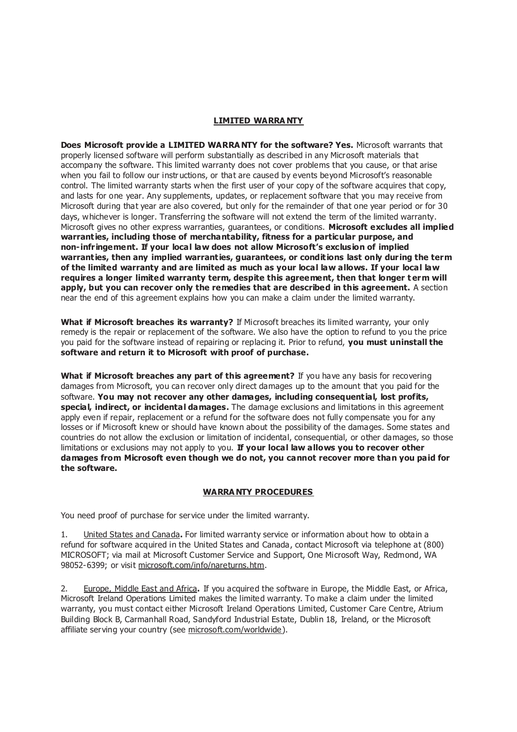## LIMITED WARRANTY

**Does Microsoft provide a LIMITED WARRANTY for the software? Yes.** Microsoft warrants that properly licensed software will perform substantially as described in any Microsoft materials that accompany the software. This limited warranty does not cover problems that you cause, or that arise when you fail to follow our instructions, or that are caused by events beyond Microsoft's reasonable control. The limited warranty starts when the first user of your copy of the software acquires that copy, and lasts for one year. Any supplements, updates, or replacement software that you may receive from Microsoft during that year are also covered, but only for the remainder of that one year period or for 30 days, whichever is longer. Transferring the software will not extend the term of the limited warranty. Microsoft gives no other express warranties, guarantees, or conditions. **Microsoft excludes all implied warranties, including those of merchantability, fitness for a particular purpose, and non-infringement. If your local law does not allow Microsoft's exclusion of implied warranties, then any implied warranties, guarantees, or conditions last only during the term of the limited warranty and are limited as much as your local law allows. If your local law requires a longer limited warranty term, despite this agreement, then that longer term will apply, but you can recover only the remedies that are described in this agreement.** A section near the end of this agreement explains how you can make a claim under the limited warranty.

**What if Microsoft breaches its warranty?** If Microsoft breaches its limited warranty, your only remedy is the repair or replacement of the software. We also have the option to refund to you the price you paid for the software instead of repairing or replacing it. Prior to refund, **you must uninstall the software and return it to Microsoft with proof of purchase.**

**What if Microsoft breaches any part of this agreement?** If you have any basis for recovering damages from Microsoft, you can recover only direct damages up to the amount that you paid for the software. **You may not recover any other damages, including consequential, lost profits, special, indirect, or incidental damages.** The damage exclusions and limitations in this agreement apply even if repair, replacement or a refund for the software does not fully compensate you for any losses or if Microsoft knew or should have known about the possibility of the damages. Some states and countries do not allow the exclusion or limitation of incidental, consequential, or other damages, so those limitations or exclusions may not apply to you. **If your local law allows you to recover other damages from Microsoft even though we do not, you cannot recover more than you paid for the software.**

## WARRANTY PROCEDURES

You need proof of purchase for service under the limited warranty.

1. United States and Canada**.** For limited warranty service or information about how to obtain a refund for software acquired in the United States and Canada, contact Microsoft via telephone at (800) MICROSOFT; via mail at Microsoft Customer Service and Support, One Microsoft Way, Redmond, WA 98052-6399; or visit microsoft.com/info/nareturns.htm.

2. Europe, Middle East and Africa**.** If you acquired the software in Europe, the Middle East, or Africa, Microsoft Ireland Operations Limited makes the limited warranty. To make a claim under the limited warranty, you must contact either Microsoft Ireland Operations Limited, Customer Care Centre, Atrium Building Block B, Carmanhall Road, Sandyford Industrial Estate, Dublin 18, Ireland, or the Microsoft affiliate serving your country (see microsoft.com/worldwide).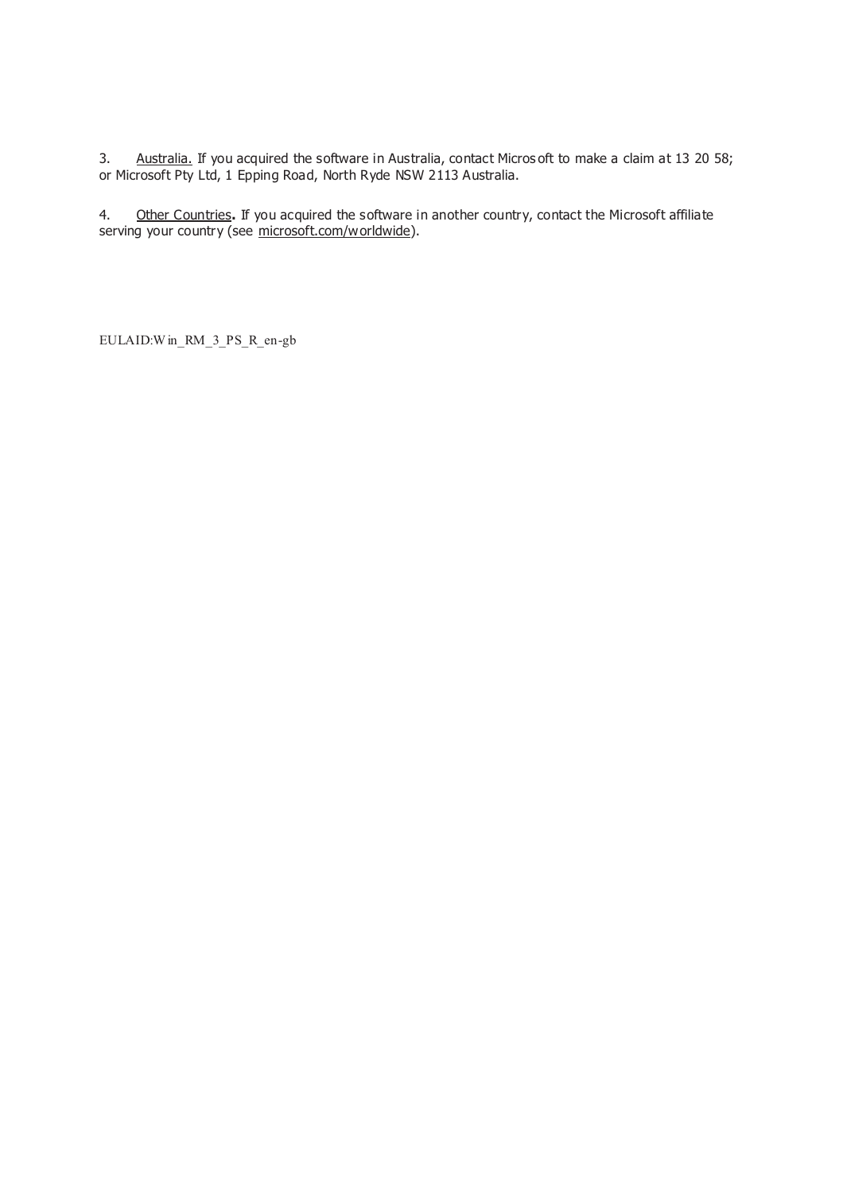3. Australia. If you acquired the software in Australia, contact Microsoft to make a claim at 13 20 58; or Microsoft Pty Ltd, 1 Epping Road, North Ryde NSW 2113 Australia.

4. Other Countries**.** If you acquired the software in another country, contact the Microsoft affiliate serving your country (see microsoft.com/worldwide).

EULAID:Win_RM_3_PS_R_en-gb